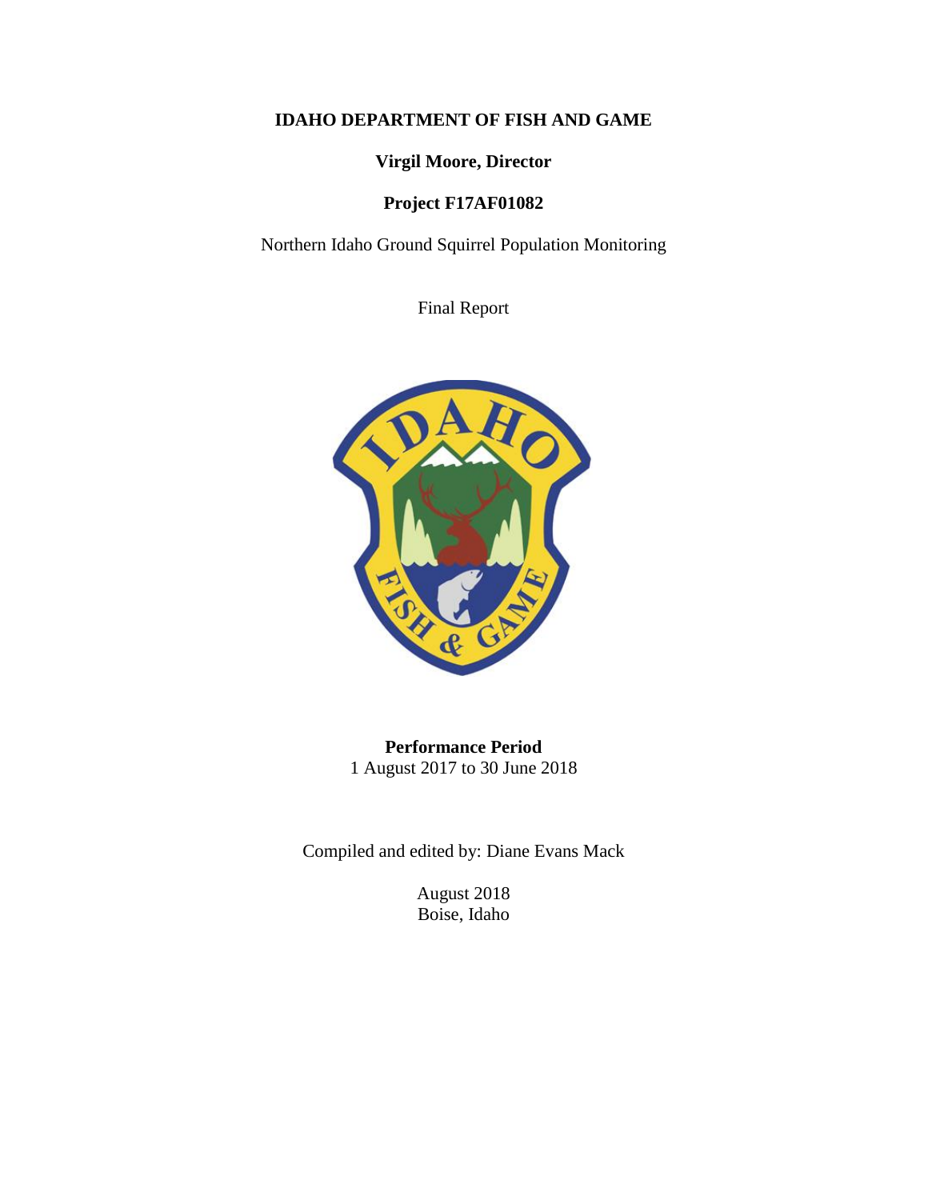**IDAHO DEPARTMENT OF FISH AND GAME**

**Virgil Moore, Director**

**Project F17AF01082**

Northern Idaho Ground Squirrel Population Monitoring

Final Report

**Performance Period**
1 August 2017 to 30 June 2018

Compiled and edited by: Diane Evans Mack

August 2018
Boise, Idaho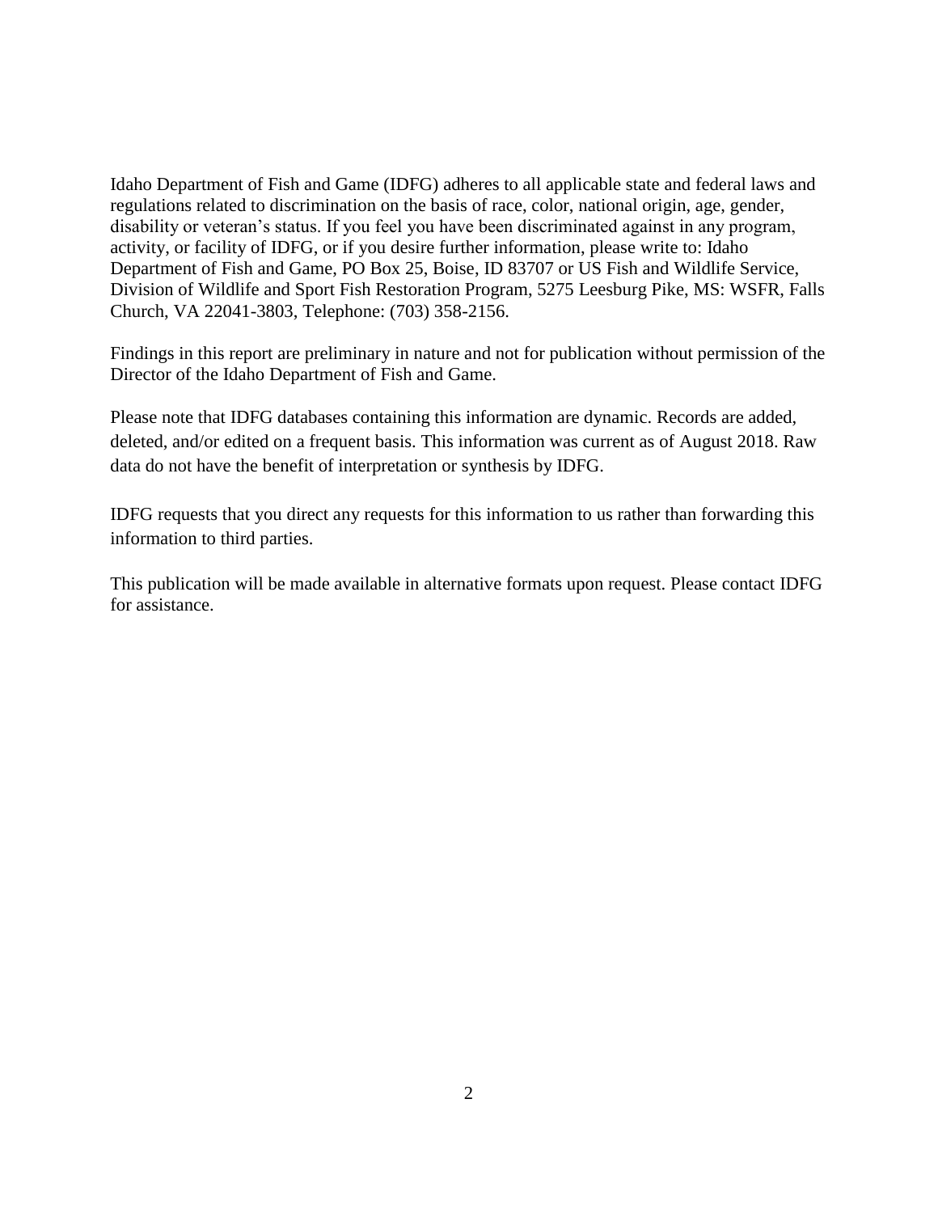Idaho Department of Fish and Game (IDFG) adheres to all applicable state and federal laws and regulations related to discrimination on the basis of race, color, national origin, age, gender, disability or veteran's status. If you feel you have been discriminated against in any program, activity, or facility of IDFG, or if you desire further information, please write to: Idaho Department of Fish and Game, PO Box 25, Boise, ID 83707 or US Fish and Wildlife Service, Division of Wildlife and Sport Fish Restoration Program, 5275 Leesburg Pike, MS: WSFR, Falls Church, VA 22041-3803, Telephone: (703) 358-2156.

Findings in this report are preliminary in nature and not for publication without permission of the Director of the Idaho Department of Fish and Game.

Please note that IDFG databases containing this information are dynamic. Records are added, deleted, and/or edited on a frequent basis. This information was current as of August 2018. Raw data do not have the benefit of interpretation or synthesis by IDFG.

IDFG requests that you direct any requests for this information to us rather than forwarding this information to third parties.

This publication will be made available in alternative formats upon request. Please contact IDFG for assistance.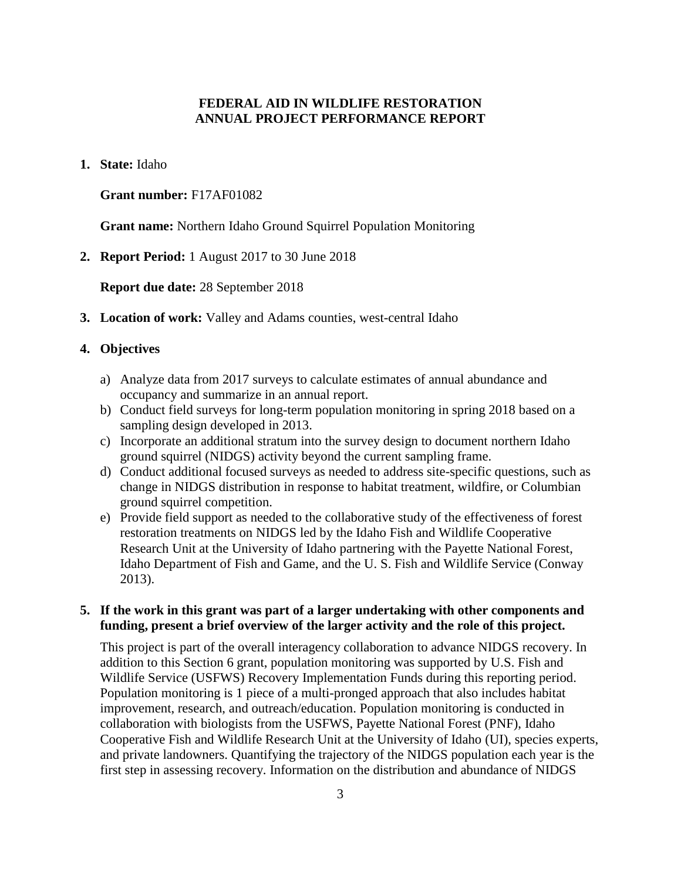**FEDERAL AID IN WILDLIFE RESTORATION**
**ANNUAL PROJECT PERFORMANCE REPORT**

1. **State:** Idaho

   **Grant number:** F17AF01082

   **Grant name:** Northern Idaho Ground Squirrel Population Monitoring

2. **Report Period:** 1 August 2017 to 30 June 2018

   **Report due date:** 28 September 2018

3. **Location of work:** Valley and Adams counties, west-central Idaho

4. **Objectives**

   a) Analyze data from 2017 surveys to calculate estimates of annual abundance and occupancy and summarize in an annual report.
   b) Conduct field surveys for long-term population monitoring in spring 2018 based on a sampling design developed in 2013.
   c) Incorporate an additional stratum into the survey design to document northern Idaho ground squirrel (NIDGS) activity beyond the current sampling frame.
   d) Conduct additional focused surveys as needed to address site-specific questions, such as change in NIDGS distribution in response to habitat treatment, wildfire, or Columbian ground squirrel competition.
   e) Provide field support as needed to the collaborative study of the effectiveness of forest restoration treatments on NIDGS led by the Idaho Fish and Wildlife Cooperative Research Unit at the University of Idaho partnering with the Payette National Forest, Idaho Department of Fish and Game, and the U. S. Fish and Wildlife Service (Conway 2013).

5. **If the work in this grant was part of a larger undertaking with other components and funding, present a brief overview of the larger activity and the role of this project.**

   This project is part of the overall interagency collaboration to advance NIDGS recovery. In addition to this Section 6 grant, population monitoring was supported by U.S. Fish and Wildlife Service (USFWS) Recovery Implementation Funds during this reporting period. Population monitoring is 1 piece of a multi-pronged approach that also includes habitat improvement, research, and outreach/education. Population monitoring is conducted in collaboration with biologists from the USFWS, Payette National Forest (PNF), Idaho Cooperative Fish and Wildlife Research Unit at the University of Idaho (UI), species experts, and private landowners. Quantifying the trajectory of the NIDGS population each year is the first step in assessing recovery. Information on the distribution and abundance of NIDGS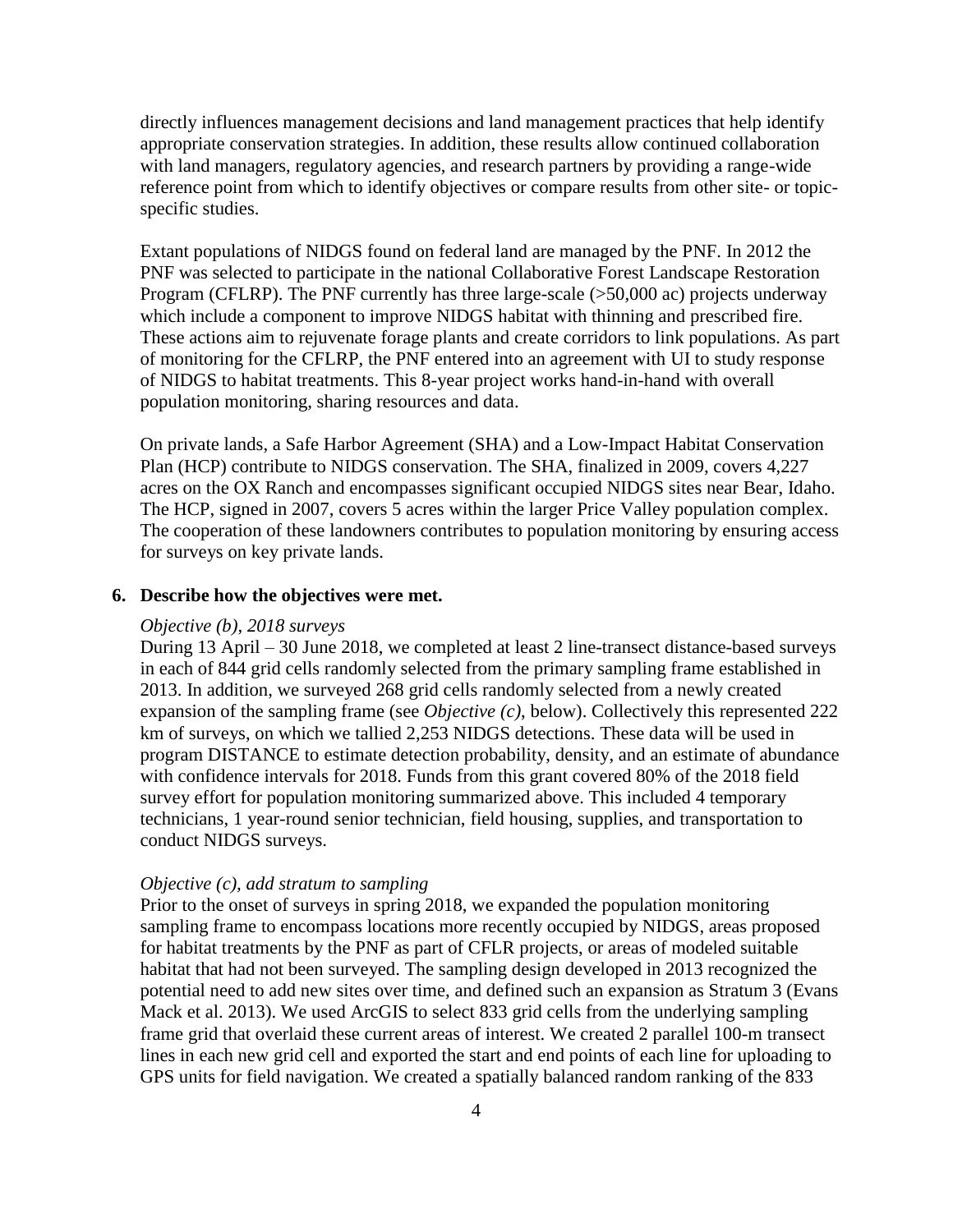directly influences management decisions and land management practices that help identify appropriate conservation strategies. In addition, these results allow continued collaboration with land managers, regulatory agencies, and research partners by providing a range-wide reference point from which to identify objectives or compare results from other site- or topic-specific studies.

Extant populations of NIDGS found on federal land are managed by the PNF. In 2012 the PNF was selected to participate in the national Collaborative Forest Landscape Restoration Program (CFLRP). The PNF currently has three large-scale (>50,000 ac) projects underway which include a component to improve NIDGS habitat with thinning and prescribed fire. These actions aim to rejuvenate forage plants and create corridors to link populations. As part of monitoring for the CFLRP, the PNF entered into an agreement with UI to study response of NIDGS to habitat treatments. This 8-year project works hand-in-hand with overall population monitoring, sharing resources and data.

On private lands, a Safe Harbor Agreement (SHA) and a Low-Impact Habitat Conservation Plan (HCP) contribute to NIDGS conservation. The SHA, finalized in 2009, covers 4,227 acres on the OX Ranch and encompasses significant occupied NIDGS sites near Bear, Idaho. The HCP, signed in 2007, covers 5 acres within the larger Price Valley population complex. The cooperation of these landowners contributes to population monitoring by ensuring access for surveys on key private lands.

**6. Describe how the objectives were met.**

*Objective (b), 2018 surveys*

During 13 April – 30 June 2018, we completed at least 2 line-transect distance-based surveys in each of 844 grid cells randomly selected from the primary sampling frame established in 2013. In addition, we surveyed 268 grid cells randomly selected from a newly created expansion of the sampling frame (see *Objective (c)*, below). Collectively this represented 222 km of surveys, on which we tallied 2,253 NIDGS detections. These data will be used in program DISTANCE to estimate detection probability, density, and an estimate of abundance with confidence intervals for 2018. Funds from this grant covered 80% of the 2018 field survey effort for population monitoring summarized above. This included 4 temporary technicians, 1 year-round senior technician, field housing, supplies, and transportation to conduct NIDGS surveys.

*Objective (c), add stratum to sampling*

Prior to the onset of surveys in spring 2018, we expanded the population monitoring sampling frame to encompass locations more recently occupied by NIDGS, areas proposed for habitat treatments by the PNF as part of CFLR projects, or areas of modeled suitable habitat that had not been surveyed. The sampling design developed in 2013 recognized the potential need to add new sites over time, and defined such an expansion as Stratum 3 (Evans Mack et al. 2013). We used ArcGIS to select 833 grid cells from the underlying sampling frame grid that overlaid these current areas of interest. We created 2 parallel 100-m transect lines in each new grid cell and exported the start and end points of each line for uploading to GPS units for field navigation. We created a spatially balanced random ranking of the 833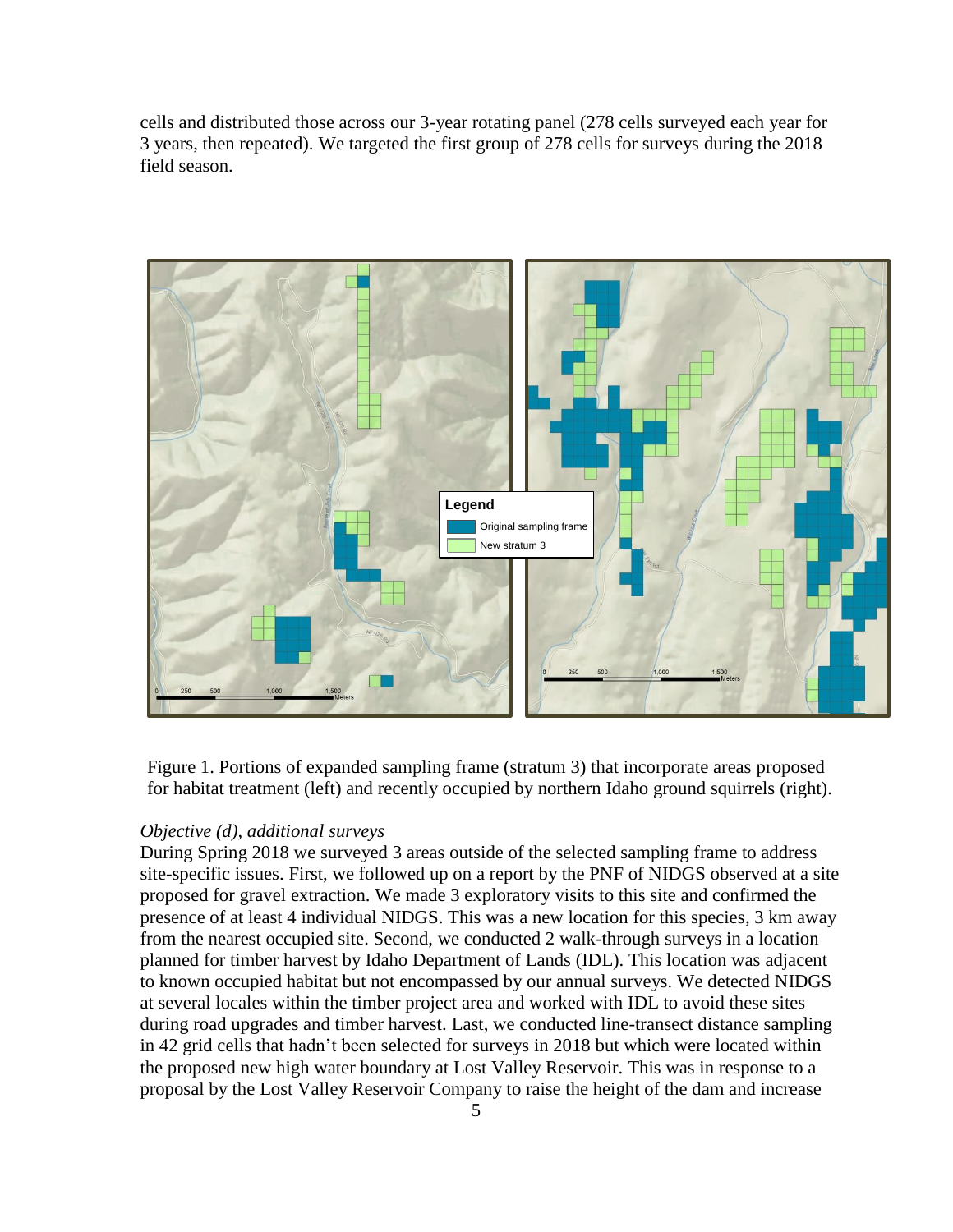cells and distributed those across our 3-year rotating panel (278 cells surveyed each year for 3 years, then repeated). We targeted the first group of 278 cells for surveys during the 2018 field season.

Figure 1. Portions of expanded sampling frame (stratum 3) that incorporate areas proposed for habitat treatment (left) and recently occupied by northern Idaho ground squirrels (right).

*Objective (d), additional surveys*

During Spring 2018 we surveyed 3 areas outside of the selected sampling frame to address site-specific issues. First, we followed up on a report by the PNF of NIDGS observed at a site proposed for gravel extraction. We made 3 exploratory visits to this site and confirmed the presence of at least 4 individual NIDGS. This was a new location for this species, 3 km away from the nearest occupied site. Second, we conducted 2 walk-through surveys in a location planned for timber harvest by Idaho Department of Lands (IDL). This location was adjacent to known occupied habitat but not encompassed by our annual surveys. We detected NIDGS at several locales within the timber project area and worked with IDL to avoid these sites during road upgrades and timber harvest. Last, we conducted line-transect distance sampling in 42 grid cells that hadn't been selected for surveys in 2018 but which were located within the proposed new high water boundary at Lost Valley Reservoir. This was in response to a proposal by the Lost Valley Reservoir Company to raise the height of the dam and increase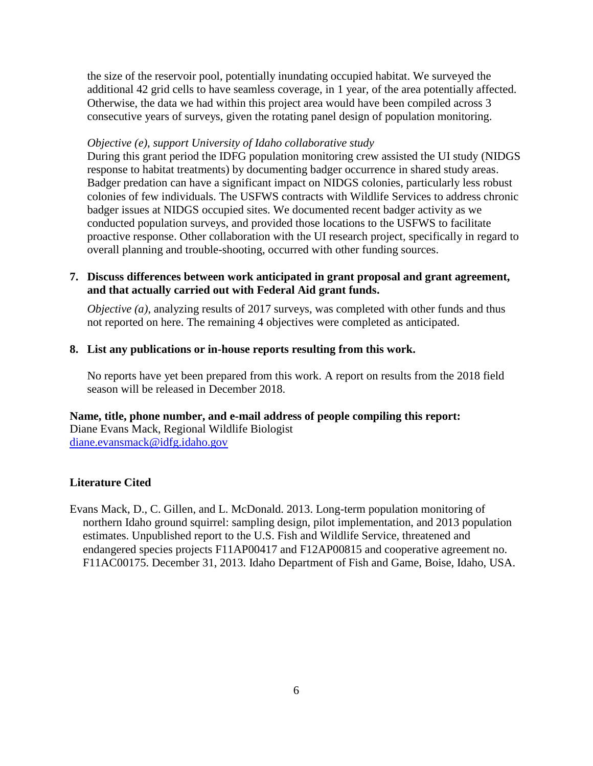the size of the reservoir pool, potentially inundating occupied habitat. We surveyed the additional 42 grid cells to have seamless coverage, in 1 year, of the area potentially affected. Otherwise, the data we had within this project area would have been compiled across 3 consecutive years of surveys, given the rotating panel design of population monitoring.

*Objective (e), support University of Idaho collaborative study*

During this grant period the IDFG population monitoring crew assisted the UI study (NIDGS response to habitat treatments) by documenting badger occurrence in shared study areas. Badger predation can have a significant impact on NIDGS colonies, particularly less robust colonies of few individuals. The USFWS contracts with Wildlife Services to address chronic badger issues at NIDGS occupied sites. We documented recent badger activity as we conducted population surveys, and provided those locations to the USFWS to facilitate proactive response. Other collaboration with the UI research project, specifically in regard to overall planning and trouble-shooting, occurred with other funding sources.

**7. Discuss differences between work anticipated in grant proposal and grant agreement, and that actually carried out with Federal Aid grant funds.**

*Objective (a)*, analyzing results of 2017 surveys, was completed with other funds and thus not reported on here. The remaining 4 objectives were completed as anticipated.

**8. List any publications or in-house reports resulting from this work.**

No reports have yet been prepared from this work. A report on results from the 2018 field season will be released in December 2018.

**Name, title, phone number, and e-mail address of people compiling this report:**
Diane Evans Mack, Regional Wildlife Biologist
diane.evansmack@idfg.idaho.gov

**Literature Cited**

Evans Mack, D., C. Gillen, and L. McDonald. 2013. Long-term population monitoring of northern Idaho ground squirrel: sampling design, pilot implementation, and 2013 population estimates. Unpublished report to the U.S. Fish and Wildlife Service, threatened and endangered species projects F11AP00417 and F12AP00815 and cooperative agreement no. F11AC00175. December 31, 2013. Idaho Department of Fish and Game, Boise, Idaho, USA.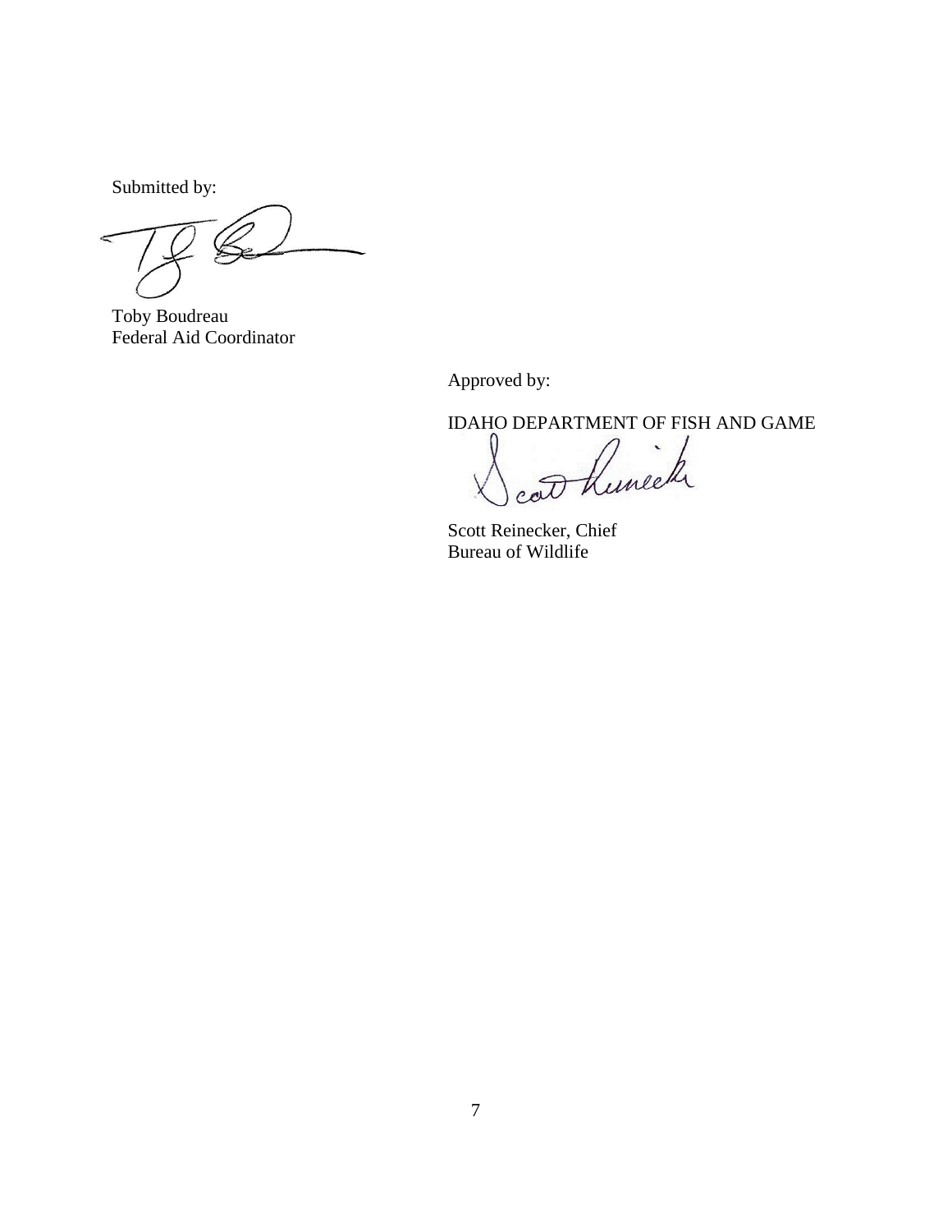Submitted by:

Toby Boudreau
Federal Aid Coordinator

Approved by:

IDAHO DEPARTMENT OF FISH AND GAME

Scott Reinecker, Chief
Bureau of Wildlife